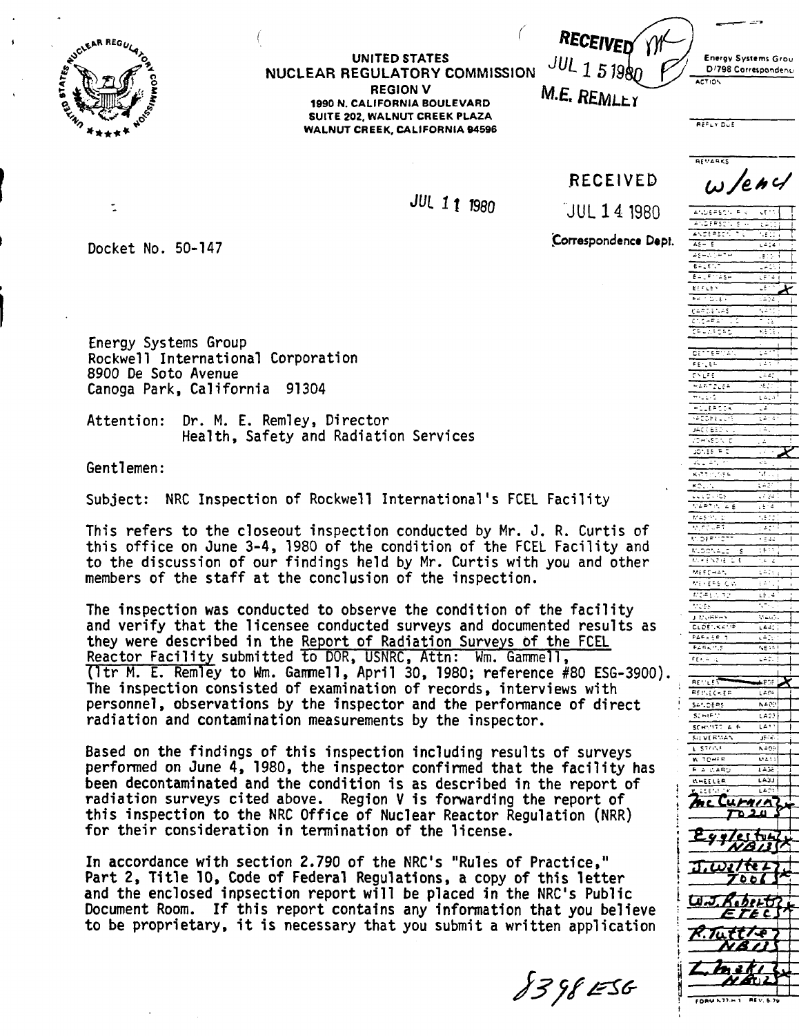UNITED STATES
NUCLEAR REGULATORY COMMISSION
REGION V
1990 N. CALIFORNIA BOULEVARD
SUITE 202, WALNUT CREEK PLAZA
WALNUT CREEK, CALIFORNIA 94596

RECEIVED
JUL 15 1980
M.E. REMLEY

RECEIVED
JUL 14 1980
Correspondence Dept.

JUL 11 1980

Docket No. 50-147

Energy Systems Group
Rockwell International Corporation
8900 De Soto Avenue
Canoga Park, California 91304

Attention: Dr. M. E. Remley, Director
Health, Safety and Radiation Services

Gentlemen:

Subject: NRC Inspection of Rockwell International's FCEL Facility

This refers to the closeout inspection conducted by Mr. J. R. Curtis of this office on June 3-4, 1980 of the condition of the FCEL Facility and to the discussion of our findings held by Mr. Curtis with you and other members of the staff at the conclusion of the inspection.

The inspection was conducted to observe the condition of the facility and verify that the licensee conducted surveys and documented results as they were described in the Report of Radiation Surveys of the FCEL Reactor Facility submitted to DOR, USNRC, Attn: Wm. Gammell, (ltr M. E. Remley to Wm. Gammell, April 30, 1980; reference #80 ESG-3900). The inspection consisted of examination of records, interviews with personnel, observations by the inspector and the performance of direct radiation and contamination measurements by the inspector.

Based on the findings of this inspection including results of surveys performed on June 4, 1980, the inspector confirmed that the facility has been decontaminated and the condition is as described in the report of radiation surveys cited above. Region V is forwarding the report of this inspection to the NRC Office of Nuclear Reactor Regulation (NRR) for their consideration in termination of the license.

In accordance with section 2.790 of the NRC's "Rules of Practice," Part 2, Title 10, Code of Federal Regulations, a copy of this letter and the enclosed inpsection report will be placed in the NRC's Public Document Room. If this report contains any information that you believe to be proprietary, it is necessary that you submit a written application

8398 ESG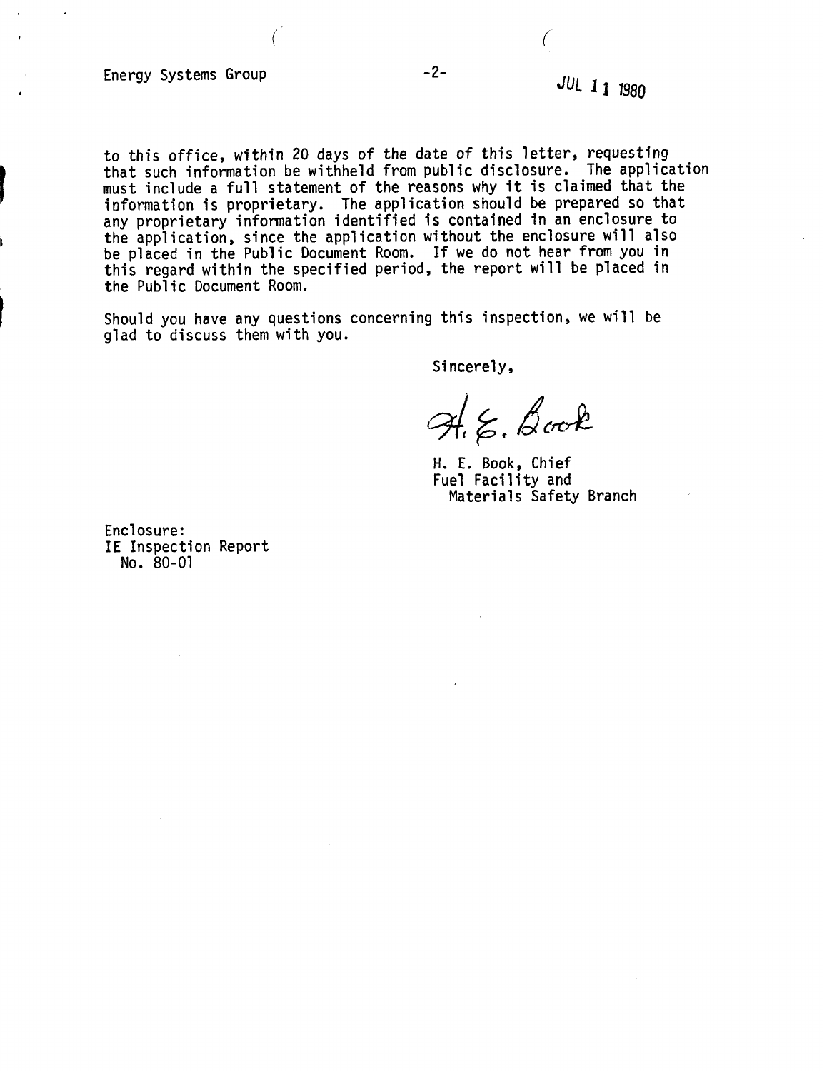to this office, within 20 days of the date of this letter, requesting that such information be withheld from public disclosure. The application must include a full statement of the reasons why it is claimed that the information is proprietary. The application should be prepared so that any proprietary information identified is contained in an enclosure to the application, since the application without the enclosure will also be placed in the Public Document Room. If we do not hear from you in this regard within the specified period, the report will be placed in the Public Document Room.

Should you have any questions concerning this inspection, we will be glad to discuss them with you.

Sincerely,

H. E. Book

H. E. Book, Chief
Fuel Facility and
Materials Safety Branch

Enclosure:
IE Inspection Report
No. 80-01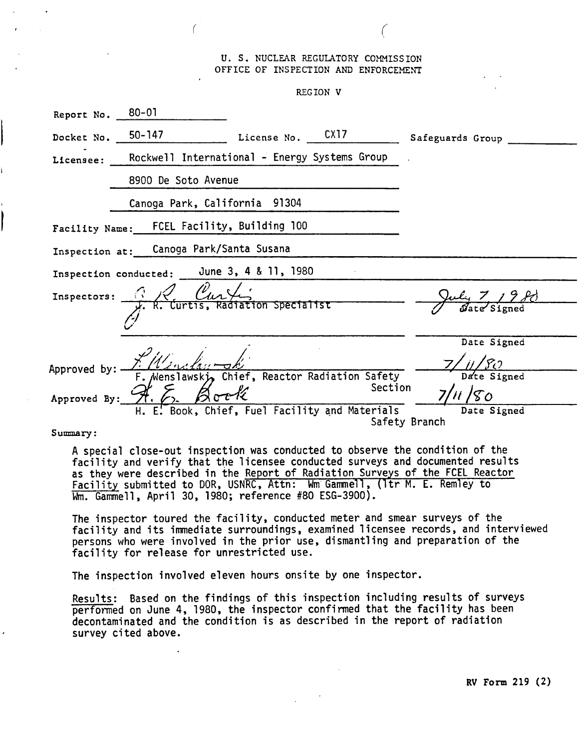U. S. NUCLEAR REGULATORY COMMISSION
OFFICE OF INSPECTION AND ENFORCEMENT

REGION V

Report No. 80-01

Docket No. 50-147 License No. CX17 Safeguards Group ______

Licensee: Rockwell International - Energy Systems Group
8900 De Soto Avenue
Canoga Park, California 91304

Facility Name: FCEL Facility, Building 100

Inspection at: Canoga Park/Santa Susana

Inspection conducted: June 3, 4 & 11, 1980

Inspectors: J. R. Curtis, Radiation Specialist — July 7, 1980, Date Signed

______ Date Signed

Approved by: F. Wenslawski, Chief, Reactor Radiation Safety Section — 7/11/80, Date Signed

Approved By: H. E. Book, Chief, Fuel Facility and Materials Safety Branch — 7/11/80, Date Signed

Summary:

A special close-out inspection was conducted to observe the condition of the facility and verify that the licensee conducted surveys and documented results as they were described in the Report of Radiation Surveys of the FCEL Reactor Facility submitted to DOR, USNRC, Attn: Wm Gammell, (ltr M. E. Remley to Wm. Gammell, April 30, 1980; reference #80 ESG-3900).

The inspector toured the facility, conducted meter and smear surveys of the facility and its immediate surroundings, examined licensee records, and interviewed persons who were involved in the prior use, dismantling and preparation of the facility for release for unrestricted use.

The inspection involved eleven hours onsite by one inspector.

Results: Based on the findings of this inspection including results of surveys performed on June 4, 1980, the inspector confirmed that the facility has been decontaminated and the condition is as described in the report of radiation survey cited above.

RV Form 219 (2)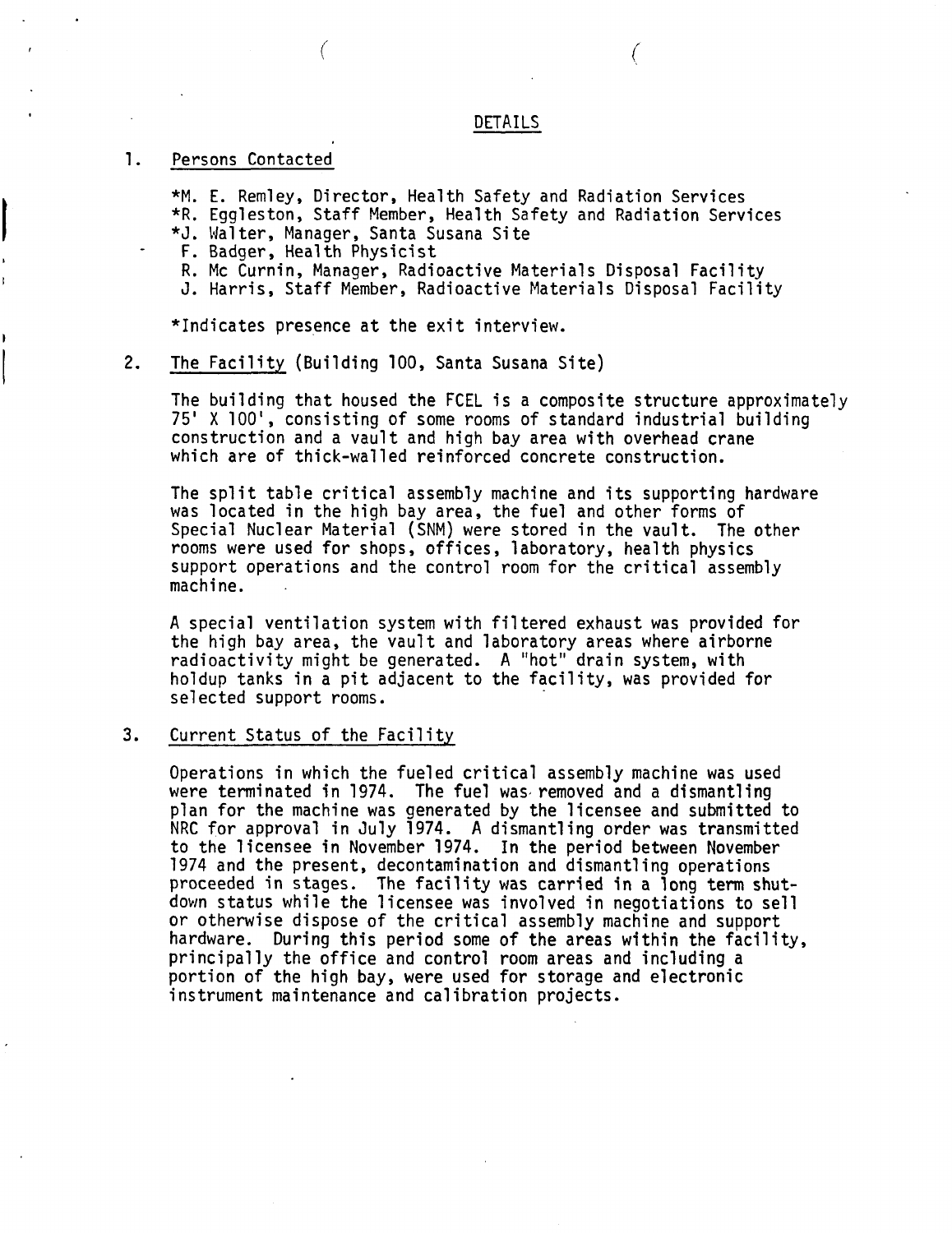## DETAILS

1. Persons Contacted

   *M. E. Remley, Director, Health Safety and Radiation Services
   *R. Eggleston, Staff Member, Health Safety and Radiation Services
   *J. Walter, Manager, Santa Susana Site
   F. Badger, Health Physicist
   R. Mc Curnin, Manager, Radioactive Materials Disposal Facility
   J. Harris, Staff Member, Radioactive Materials Disposal Facility

   *Indicates presence at the exit interview.

2. The Facility (Building 100, Santa Susana Site)

   The building that housed the FCEL is a composite structure approximately 75' X 100', consisting of some rooms of standard industrial building construction and a vault and high bay area with overhead crane which are of thick-walled reinforced concrete construction.

   The split table critical assembly machine and its supporting hardware was located in the high bay area, the fuel and other forms of Special Nuclear Material (SNM) were stored in the vault. The other rooms were used for shops, offices, laboratory, health physics support operations and the control room for the critical assembly machine.

   A special ventilation system with filtered exhaust was provided for the high bay area, the vault and laboratory areas where airborne radioactivity might be generated. A "hot" drain system, with holdup tanks in a pit adjacent to the facility, was provided for selected support rooms.

3. Current Status of the Facility

   Operations in which the fueled critical assembly machine was used were terminated in 1974. The fuel was removed and a dismantling plan for the machine was generated by the licensee and submitted to NRC for approval in July 1974. A dismantling order was transmitted to the licensee in November 1974. In the period between November 1974 and the present, decontamination and dismantling operations proceeded in stages. The facility was carried in a long term shutdown status while the licensee was involved in negotiations to sell or otherwise dispose of the critical assembly machine and support hardware. During this period some of the areas within the facility, principally the office and control room areas and including a portion of the high bay, were used for storage and electronic instrument maintenance and calibration projects.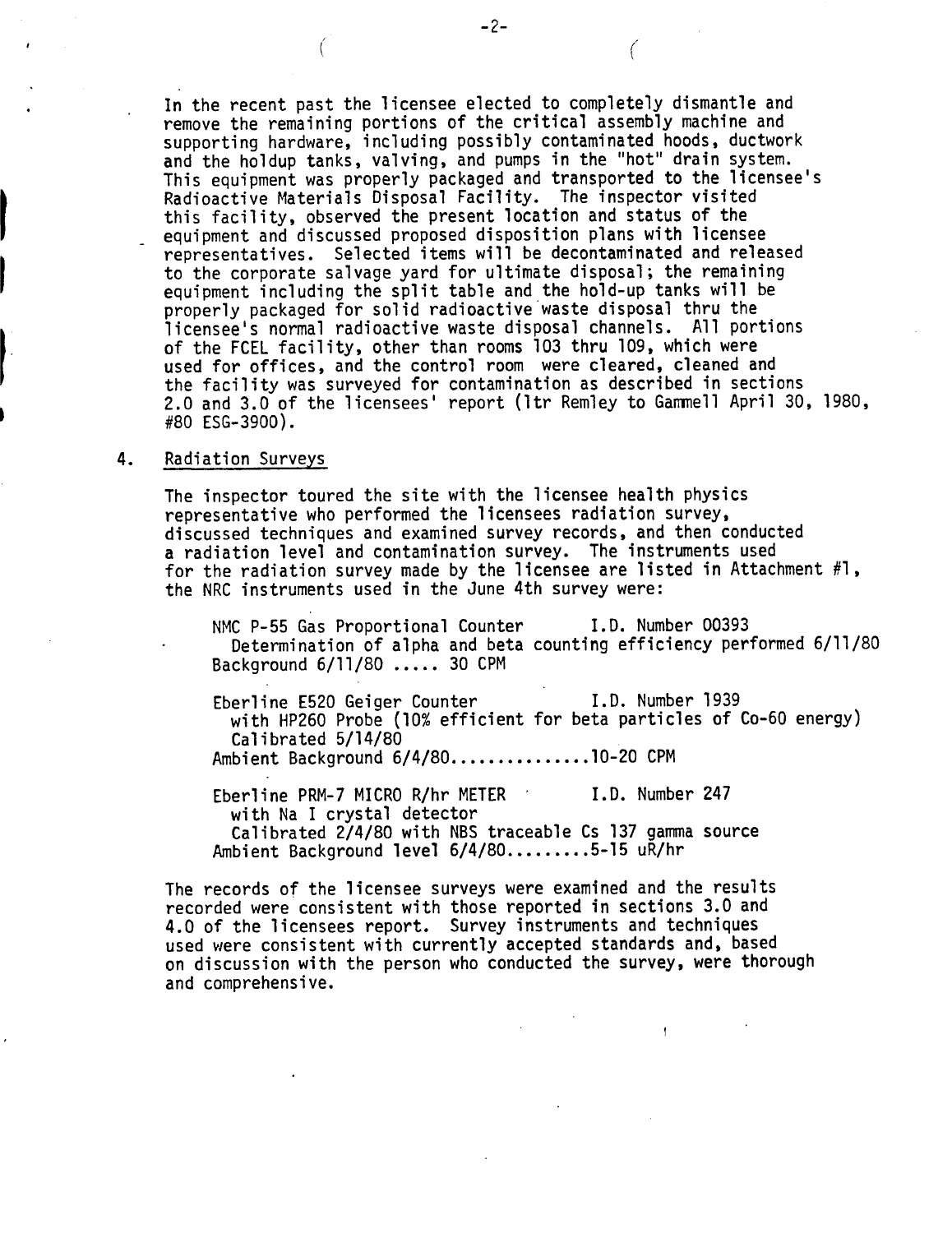In the recent past the licensee elected to completely dismantle and remove the remaining portions of the critical assembly machine and supporting hardware, including possibly contaminated hoods, ductwork and the holdup tanks, valving, and pumps in the "hot" drain system. This equipment was properly packaged and transported to the licensee's Radioactive Materials Disposal Facility. The inspector visited this facility, observed the present location and status of the equipment and discussed proposed disposition plans with licensee representatives. Selected items will be decontaminated and released to the corporate salvage yard for ultimate disposal; the remaining equipment including the split table and the hold-up tanks will be properly packaged for solid radioactive waste disposal thru the licensee's normal radioactive waste disposal channels. All portions of the FCEL facility, other than rooms 103 thru 109, which were used for offices, and the control room were cleared, cleaned and the facility was surveyed for contamination as described in sections 2.0 and 3.0 of the licensees' report (ltr Remley to Gammell April 30, 1980, #80 ESG-3900).

4. Radiation Surveys

The inspector toured the site with the licensee health physics representative who performed the licensees radiation survey, discussed techniques and examined survey records, and then conducted a radiation level and contamination survey. The instruments used for the radiation survey made by the licensee are listed in Attachment #1, the NRC instruments used in the June 4th survey were:

NMC P-55 Gas Proportional Counter I.D. Number 00393
Determination of alpha and beta counting efficiency performed 6/11/80
Background 6/11/80 ..... 30 CPM

Eberline E520 Geiger Counter I.D. Number 1939
with HP260 Probe (10% efficient for beta particles of Co-60 energy)
Calibrated 5/14/80
Ambient Background 6/4/80...............10-20 CPM

Eberline PRM-7 MICRO R/hr METER I.D. Number 247
with Na I crystal detector
Calibrated 2/4/80 with NBS traceable Cs 137 gamma source
Ambient Background level 6/4/80.........5-15 uR/hr

The records of the licensee surveys were examined and the results recorded were consistent with those reported in sections 3.0 and 4.0 of the licensees report. Survey instruments and techniques used were consistent with currently accepted standards and, based on discussion with the person who conducted the survey, were thorough and comprehensive.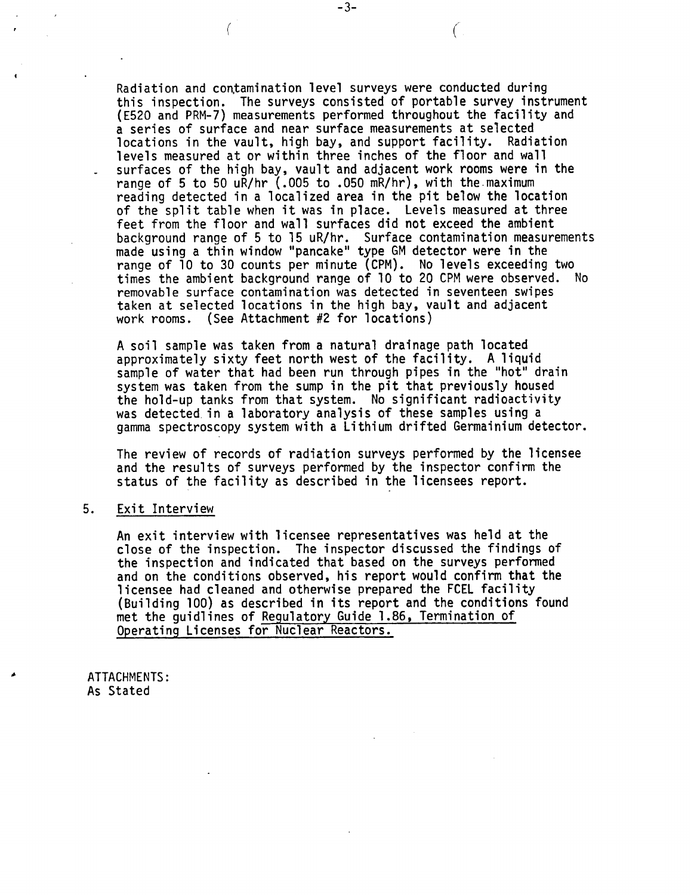Radiation and contamination level surveys were conducted during this inspection. The surveys consisted of portable survey instrument (E520 and PRM-7) measurements performed throughout the facility and a series of surface and near surface measurements at selected locations in the vault, high bay, and support facility. Radiation levels measured at or within three inches of the floor and wall surfaces of the high bay, vault and adjacent work rooms were in the range of 5 to 50 uR/hr (.005 to .050 mR/hr), with the maximum reading detected in a localized area in the pit below the location of the split table when it was in place. Levels measured at three feet from the floor and wall surfaces did not exceed the ambient background range of 5 to 15 uR/hr. Surface contamination measurements made using a thin window "pancake" type GM detector were in the range of 10 to 30 counts per minute (CPM). No levels exceeding two times the ambient background range of 10 to 20 CPM were observed. No removable surface contamination was detected in seventeen swipes taken at selected locations in the high bay, vault and adjacent work rooms. (See Attachment #2 for locations)

A soil sample was taken from a natural drainage path located approximately sixty feet north west of the facility. A liquid sample of water that had been run through pipes in the "hot" drain system was taken from the sump in the pit that previously housed the hold-up tanks from that system. No significant radioactivity was detected in a laboratory analysis of these samples using a gamma spectroscopy system with a Lithium drifted Germainium detector.

The review of records of radiation surveys performed by the licensee and the results of surveys performed by the inspector confirm the status of the facility as described in the licensees report.

5. Exit Interview

An exit interview with licensee representatives was held at the close of the inspection. The inspector discussed the findings of the inspection and indicated that based on the surveys performed and on the conditions observed, his report would confirm that the licensee had cleaned and otherwise prepared the FCEL facility (Building 100) as described in its report and the conditions found met the guidlines of Regulatory Guide 1.86, Termination of Operating Licenses for Nuclear Reactors.

ATTACHMENTS:
As Stated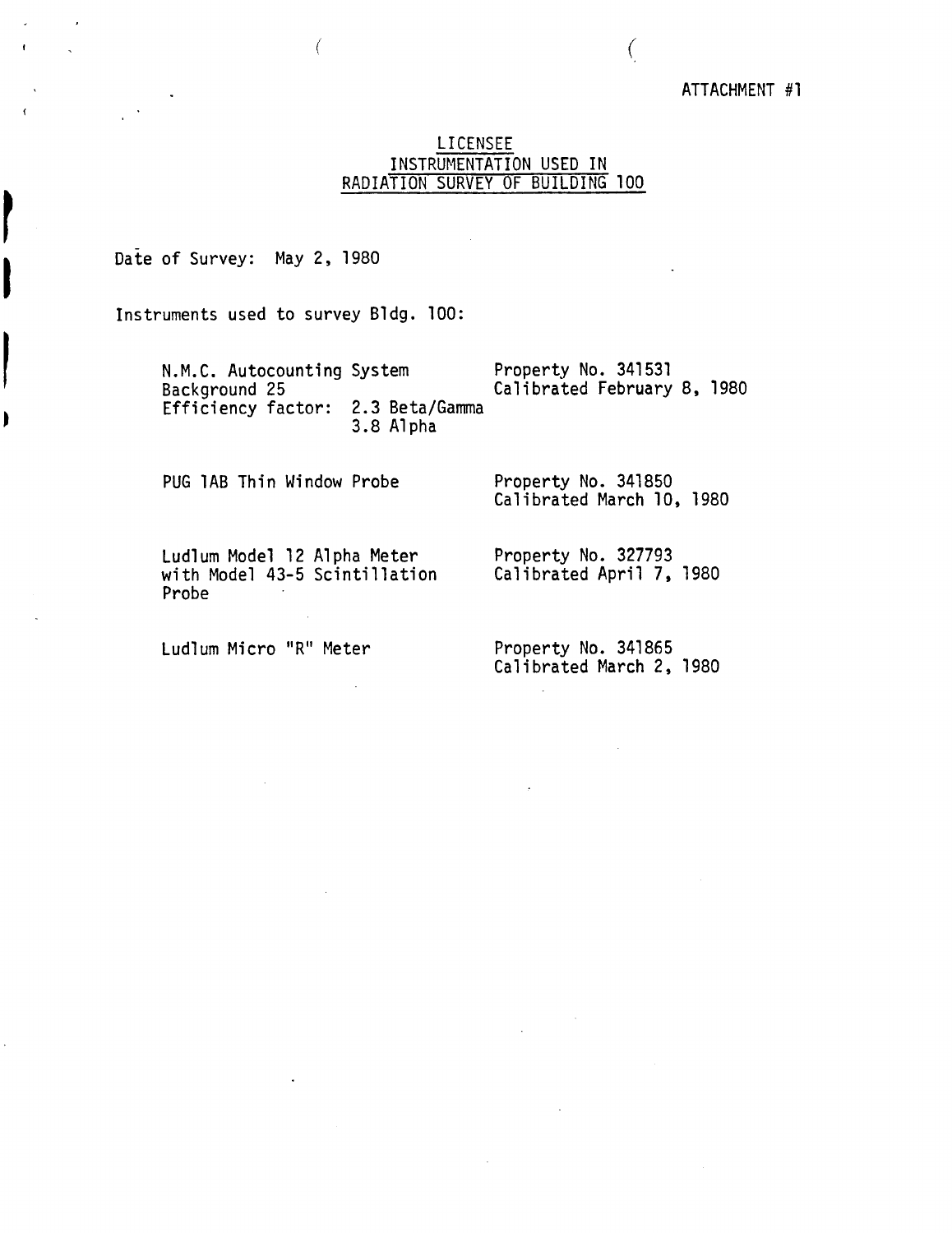ATTACHMENT #1

# LICENSEE
## INSTRUMENTATION USED IN RADIATION SURVEY OF BUILDING 100

Date of Survey: May 2, 1980

Instruments used to survey Bldg. 100:

| Instrument | Property / Calibration |
|---|---|
| N.M.C. Autocounting System<br>Background 25<br>Efficiency factor: 2.3 Beta/Gamma<br>3.8 Alpha | Property No. 341531<br>Calibrated February 8, 1980 |
| PUG 1AB Thin Window Probe | Property No. 341850<br>Calibrated March 10, 1980 |
| Ludlum Model 12 Alpha Meter with Model 43-5 Scintillation Probe | Property No. 327793<br>Calibrated April 7, 1980 |
| Ludlum Micro "R" Meter | Property No. 341865<br>Calibrated March 2, 1980 |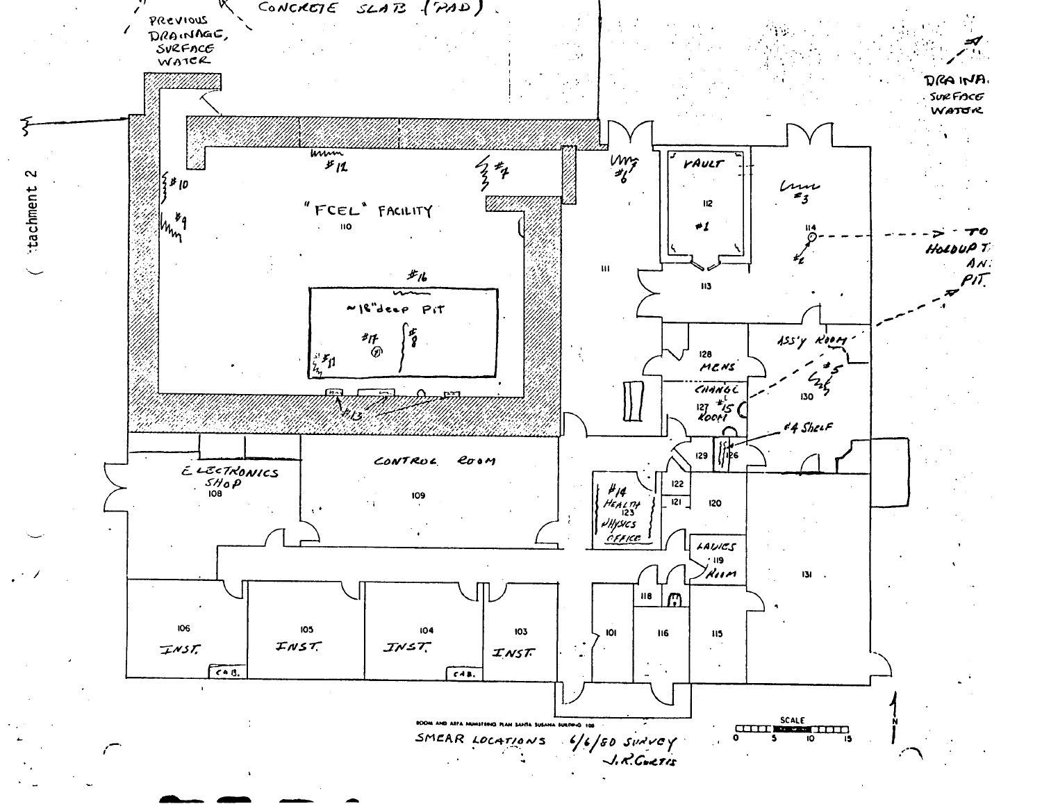CONCRETE SLAB (PAD)

PREVIOUS DRAINAGE, SURFACE WATER

DRAINA... SURFACE WATER

Attachment 2

"FCEL" FACILITY
110

#12

#7

#10

#9

#6

VAULT
112
#1

113

#3

114

#2

TO HOLDUP T... AN... PIT.

111

#16

~18" deep PIT

#17

#8

#11

#13

128 MENS

ASS'Y ROOM

130

#5

CHANGE 127 #15 ROOM

#4 Shelf

129

126

ELECTRONICS SHOP
108

CONTROL ROOM
109

122

121

120

#14 HEALTH 123 PHYSICS OFFICE

LADIES 119 ROOM

131

118

116

115

101

106 INST.

CAB.

105 INST.

104 INST.

CAB.

103 INST.

ROOM AND AREA NUMBERING PLAN SANTA SUSANA BUILDING 100

SMEAR LOCATIONS 6/6/80 SURVEY
J.R. Curtis

SCALE
0 5 10 15

N